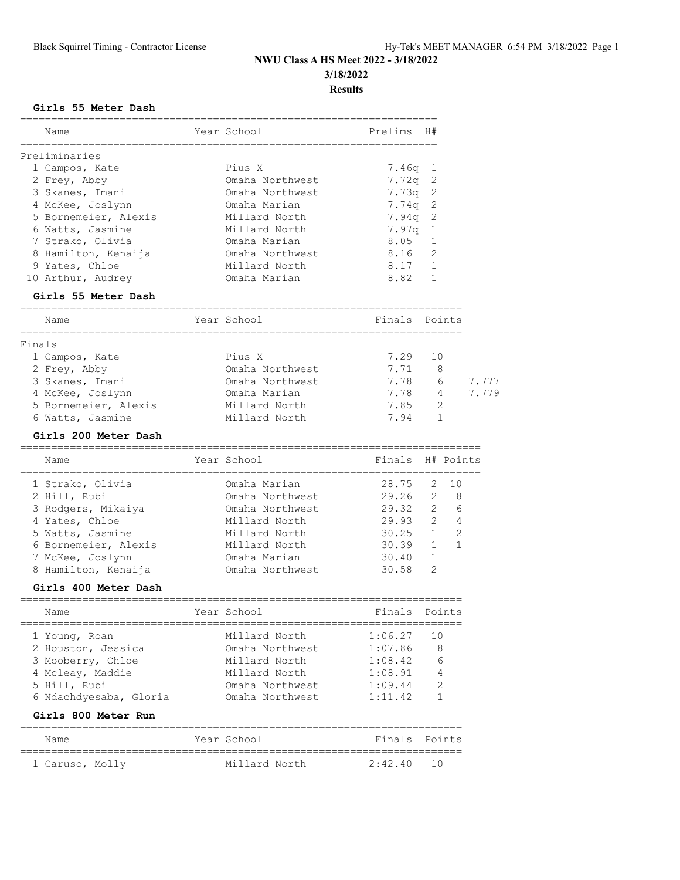**NWU Class A HS Meet 2022 - 3/18/2022**

**3/18/2022**

**Results**

### Girls 55 Meter Dash

Preliminaries

| | Name | Year | School | Prelims | H# |
|---|---|---|---|---|---|
| 1 | Campos, Kate | | Pius X | 7.46q | 1 |
| 2 | Frey, Abby | | Omaha Northwest | 7.72q | 2 |
| 3 | Skanes, Imani | | Omaha Northwest | 7.73q | 2 |
| 4 | McKee, Joslynn | | Omaha Marian | 7.74q | 2 |
| 5 | Bornemeier, Alexis | | Millard North | 7.94q | 2 |
| 6 | Watts, Jasmine | | Millard North | 7.97q | 1 |
| 7 | Strako, Olivia | | Omaha Marian | 8.05 | 1 |
| 8 | Hamilton, Kenaija | | Omaha Northwest | 8.16 | 2 |
| 9 | Yates, Chloe | | Millard North | 8.17 | 1 |
| 10 | Arthur, Audrey | | Omaha Marian | 8.82 | 1 |

### Girls 55 Meter Dash

Finals

| | Name | Year | School | Finals | Points | |
|---|---|---|---|---|---|---|
| 1 | Campos, Kate | | Pius X | 7.29 | 10 | |
| 2 | Frey, Abby | | Omaha Northwest | 7.71 | 8 | |
| 3 | Skanes, Imani | | Omaha Northwest | 7.78 | 6 | 7.777 |
| 4 | McKee, Joslynn | | Omaha Marian | 7.78 | 4 | 7.779 |
| 5 | Bornemeier, Alexis | | Millard North | 7.85 | 2 | |
| 6 | Watts, Jasmine | | Millard North | 7.94 | 1 | |

### Girls 200 Meter Dash

| | Name | Year | School | Finals | H# | Points |
|---|---|---|---|---|---|---|
| 1 | Strako, Olivia | | Omaha Marian | 28.75 | 2 | 10 |
| 2 | Hill, Rubi | | Omaha Northwest | 29.26 | 2 | 8 |
| 3 | Rodgers, Mikaiya | | Omaha Northwest | 29.32 | 2 | 6 |
| 4 | Yates, Chloe | | Millard North | 29.93 | 2 | 4 |
| 5 | Watts, Jasmine | | Millard North | 30.25 | 1 | 2 |
| 6 | Bornemeier, Alexis | | Millard North | 30.39 | 1 | 1 |
| 7 | McKee, Joslynn | | Omaha Marian | 30.40 | 1 | |
| 8 | Hamilton, Kenaija | | Omaha Northwest | 30.58 | 2 | |

### Girls 400 Meter Dash

| | Name | Year | School | Finals | Points |
|---|---|---|---|---|---|
| 1 | Young, Roan | | Millard North | 1:06.27 | 10 |
| 2 | Houston, Jessica | | Omaha Northwest | 1:07.86 | 8 |
| 3 | Mooberry, Chloe | | Millard North | 1:08.42 | 6 |
| 4 | Mcleay, Maddie | | Millard North | 1:08.91 | 4 |
| 5 | Hill, Rubi | | Omaha Northwest | 1:09.44 | 2 |
| 6 | Ndachdyesaba, Gloria | | Omaha Northwest | 1:11.42 | 1 |

### Girls 800 Meter Run

| | Name | Year | School | Finals | Points |
|---|---|---|---|---|---|
| 1 | Caruso, Molly | | Millard North | 2:42.40 | 10 |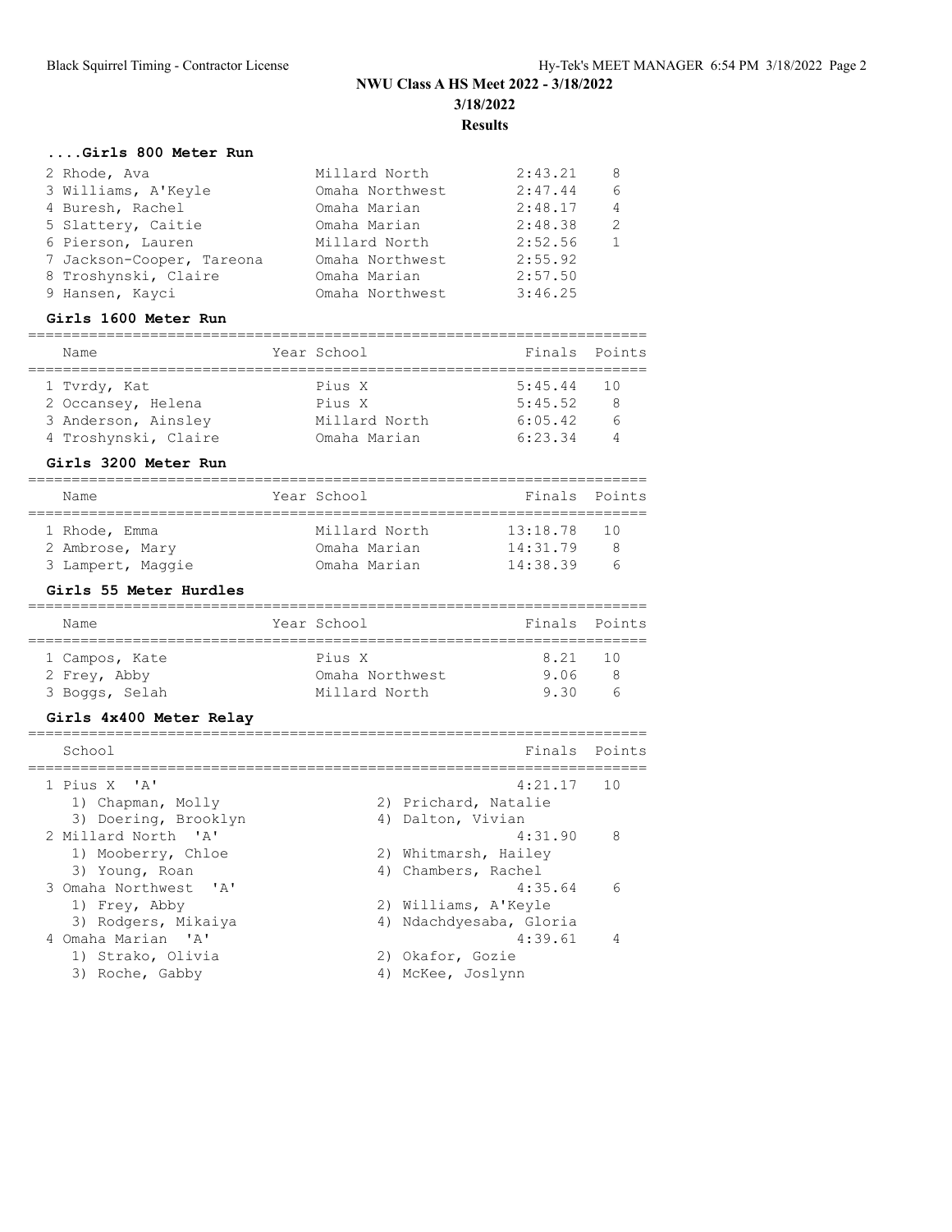# NWU Class A HS Meet 2022 - 3/18/2022

**3/18/2022**

**Results**

### ....Girls 800 Meter Run

| Place | Name | Year | School | Finals | Points |
|---|---|---|---|---|---|
| 2 | Rhode, Ava | | Millard North | 2:43.21 | 8 |
| 3 | Williams, A'Keyle | | Omaha Northwest | 2:47.44 | 6 |
| 4 | Buresh, Rachel | | Omaha Marian | 2:48.17 | 4 |
| 5 | Slattery, Caitie | | Omaha Marian | 2:48.38 | 2 |
| 6 | Pierson, Lauren | | Millard North | 2:52.56 | 1 |
| 7 | Jackson-Cooper, Tareona | | Omaha Northwest | 2:55.92 | |
| 8 | Troshynski, Claire | | Omaha Marian | 2:57.50 | |
| 9 | Hansen, Kayci | | Omaha Northwest | 3:46.25 | |

### Girls 1600 Meter Run

| Place | Name | Year | School | Finals | Points |
|---|---|---|---|---|---|
| 1 | Tvrdy, Kat | | Pius X | 5:45.44 | 10 |
| 2 | Occansey, Helena | | Pius X | 5:45.52 | 8 |
| 3 | Anderson, Ainsley | | Millard North | 6:05.42 | 6 |
| 4 | Troshynski, Claire | | Omaha Marian | 6:23.34 | 4 |

### Girls 3200 Meter Run

| Place | Name | Year | School | Finals | Points |
|---|---|---|---|---|---|
| 1 | Rhode, Emma | | Millard North | 13:18.78 | 10 |
| 2 | Ambrose, Mary | | Omaha Marian | 14:31.79 | 8 |
| 3 | Lampert, Maggie | | Omaha Marian | 14:38.39 | 6 |

### Girls 55 Meter Hurdles

| Place | Name | Year | School | Finals | Points |
|---|---|---|---|---|---|
| 1 | Campos, Kate | | Pius X | 8.21 | 10 |
| 2 | Frey, Abby | | Omaha Northwest | 9.06 | 8 |
| 3 | Boggs, Selah | | Millard North | 9.30 | 6 |

### Girls 4x400 Meter Relay

| Place | School | Finals | Points |
|---|---|---|---|
| 1 | Pius X 'A' | 4:21.17 | 10 |
| | 1) Chapman, Molly; 2) Prichard, Natalie; 3) Doering, Brooklyn; 4) Dalton, Vivian | | |
| 2 | Millard North 'A' | 4:31.90 | 8 |
| | 1) Mooberry, Chloe; 2) Whitmarsh, Hailey; 3) Young, Roan; 4) Chambers, Rachel | | |
| 3 | Omaha Northwest 'A' | 4:35.64 | 6 |
| | 1) Frey, Abby; 2) Williams, A'Keyle; 3) Rodgers, Mikaiya; 4) Ndachdyesaba, Gloria | | |
| 4 | Omaha Marian 'A' | 4:39.61 | 4 |
| | 1) Strako, Olivia; 2) Okafor, Gozie; 3) Roche, Gabby; 4) McKee, Joslynn | | |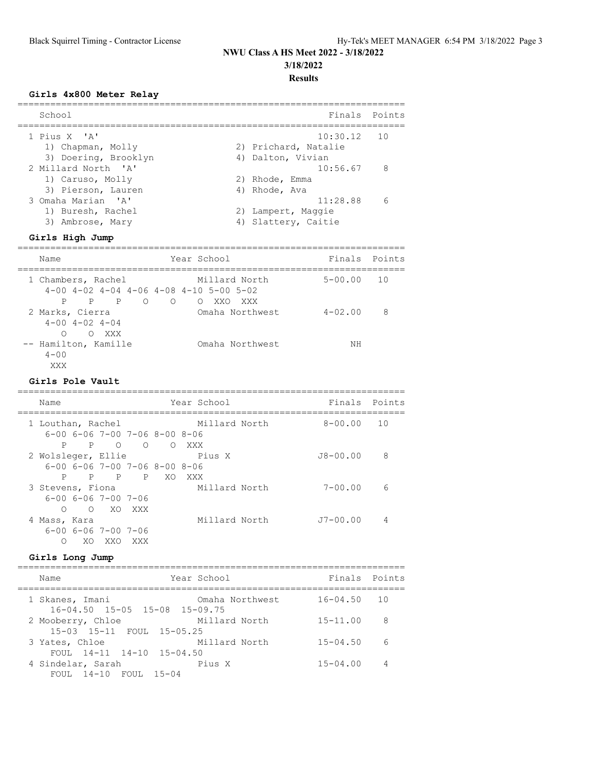# NWU Class A HS Meet 2022 - 3/18/2022

## 3/18/2022

## Results

### Girls 4x800 Meter Relay

| School | Finals | Points |
|---|---|---|
| 1 Pius X 'A' | 10:30.12 | 10 |
| 1) Chapman, Molly; 2) Prichard, Natalie; 3) Doering, Brooklyn; 4) Dalton, Vivian | | |
| 2 Millard North 'A' | 10:56.67 | 8 |
| 1) Caruso, Molly; 2) Rhode, Emma; 3) Pierson, Lauren; 4) Rhode, Ava | | |
| 3 Omaha Marian 'A' | 11:28.88 | 6 |
| 1) Buresh, Rachel; 2) Lampert, Maggie; 3) Ambrose, Mary; 4) Slattery, Caitie | | |

### Girls High Jump

| Name | Year | School | Finals | Points |
|---|---|---|---|---|
| 1 Chambers, Rachel | | Millard North | 5-00.00 | 10 |
| 4-00 4-02 4-04 4-06 4-08 4-10 5-00 5-02 / P P P O O O XXO XXX | | | | |
| 2 Marks, Cierra | | Omaha Northwest | 4-02.00 | 8 |
| 4-00 4-02 4-04 / O O XXX | | | | |
| -- Hamilton, Kamille | | Omaha Northwest | NH | |
| 4-00 / XXX | | | | |

### Girls Pole Vault

| Name | Year | School | Finals | Points |
|---|---|---|---|---|
| 1 Louthan, Rachel | | Millard North | 8-00.00 | 10 |
| 6-00 6-06 7-00 7-06 8-00 8-06 / P P O O O XXX | | | | |
| 2 Wolsleger, Ellie | | Pius X | J8-00.00 | 8 |
| 6-00 6-06 7-00 7-06 8-00 8-06 / P P P P XO XXX | | | | |
| 3 Stevens, Fiona | | Millard North | 7-00.00 | 6 |
| 6-00 6-06 7-00 7-06 / O O XO XXX | | | | |
| 4 Mass, Kara | | Millard North | J7-00.00 | 4 |
| 6-00 6-06 7-00 7-06 / O XO XXO XXX | | | | |

### Girls Long Jump

| Name | Year | School | Finals | Points |
|---|---|---|---|---|
| 1 Skanes, Imani | | Omaha Northwest | 16-04.50 | 10 |
| 16-04.50 15-05 15-08 15-09.75 | | | | |
| 2 Mooberry, Chloe | | Millard North | 15-11.00 | 8 |
| 15-03 15-11 FOUL 15-05.25 | | | | |
| 3 Yates, Chloe | | Millard North | 15-04.50 | 6 |
| FOUL 14-11 14-10 15-04.50 | | | | |
| 4 Sindelar, Sarah | | Pius X | 15-04.00 | 4 |
| FOUL 14-10 FOUL 15-04 | | | | |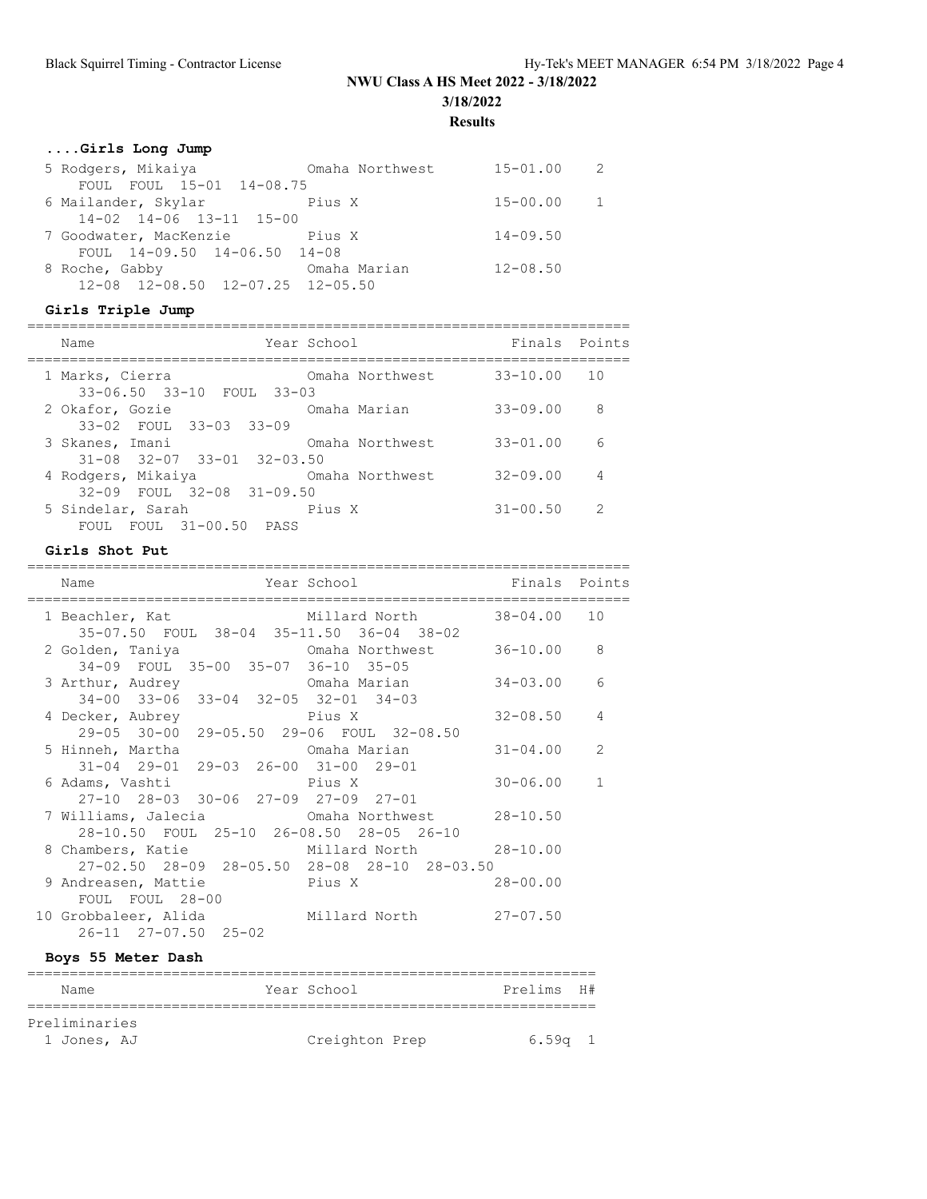## NWU Class A HS Meet 2022 - 3/18/2022

**3/18/2022**

**Results**

### ....Girls Long Jump

| Place | Name | Year | School | Finals | Points |
|---|---|---|---|---|---|
| 5 | Rodgers, Mikaiya | | Omaha Northwest | 15-01.00 | 2 |
| | FOUL FOUL 15-01 14-08.75 | | | | |
| 6 | Mailander, Skylar | | Pius X | 15-00.00 | 1 |
| | 14-02 14-06 13-11 15-00 | | | | |
| 7 | Goodwater, MacKenzie | | Pius X | 14-09.50 | |
| | FOUL 14-09.50 14-06.50 14-08 | | | | |
| 8 | Roche, Gabby | | Omaha Marian | 12-08.50 | |
| | 12-08 12-08.50 12-07.25 12-05.50 | | | | |

### Girls Triple Jump

| Place | Name | Year | School | Finals | Points |
|---|---|---|---|---|---|
| 1 | Marks, Cierra | | Omaha Northwest | 33-10.00 | 10 |
| | 33-06.50 33-10 FOUL 33-03 | | | | |
| 2 | Okafor, Gozie | | Omaha Marian | 33-09.00 | 8 |
| | 33-02 FOUL 33-03 33-09 | | | | |
| 3 | Skanes, Imani | | Omaha Northwest | 33-01.00 | 6 |
| | 31-08 32-07 33-01 32-03.50 | | | | |
| 4 | Rodgers, Mikaiya | | Omaha Northwest | 32-09.00 | 4 |
| | 32-09 FOUL 32-08 31-09.50 | | | | |
| 5 | Sindelar, Sarah | | Pius X | 31-00.50 | 2 |
| | FOUL FOUL 31-00.50 PASS | | | | |

### Girls Shot Put

| Place | Name | Year | School | Finals | Points |
|---|---|---|---|---|---|
| 1 | Beachler, Kat | | Millard North | 38-04.00 | 10 |
| | 35-07.50 FOUL 38-04 35-11.50 36-04 38-02 | | | | |
| 2 | Golden, Taniya | | Omaha Northwest | 36-10.00 | 8 |
| | 34-09 FOUL 35-00 35-07 36-10 35-05 | | | | |
| 3 | Arthur, Audrey | | Omaha Marian | 34-03.00 | 6 |
| | 34-00 33-06 33-04 32-05 32-01 34-03 | | | | |
| 4 | Decker, Aubrey | | Pius X | 32-08.50 | 4 |
| | 29-05 30-00 29-05.50 29-06 FOUL 32-08.50 | | | | |
| 5 | Hinneh, Martha | | Omaha Marian | 31-04.00 | 2 |
| | 31-04 29-01 29-03 26-00 31-00 29-01 | | | | |
| 6 | Adams, Vashti | | Pius X | 30-06.00 | 1 |
| | 27-10 28-03 30-06 27-09 27-09 27-01 | | | | |
| 7 | Williams, Jalecia | | Omaha Northwest | 28-10.50 | |
| | 28-10.50 FOUL 25-10 26-08.50 28-05 26-10 | | | | |
| 8 | Chambers, Katie | | Millard North | 28-10.00 | |
| | 27-02.50 28-09 28-05.50 28-08 28-10 28-03.50 | | | | |
| 9 | Andreasen, Mattie | | Pius X | 28-00.00 | |
| | FOUL FOUL 28-00 | | | | |
| 10 | Grobbaleer, Alida | | Millard North | 27-07.50 | |
| | 26-11 27-07.50 25-02 | | | | |

### Boys 55 Meter Dash

| Place | Name | Year | School | Prelims | H# |
|---|---|---|---|---|---|
| **Preliminaries** | | | | | |
| 1 | Jones, AJ | | Creighton Prep | 6.59q | 1 |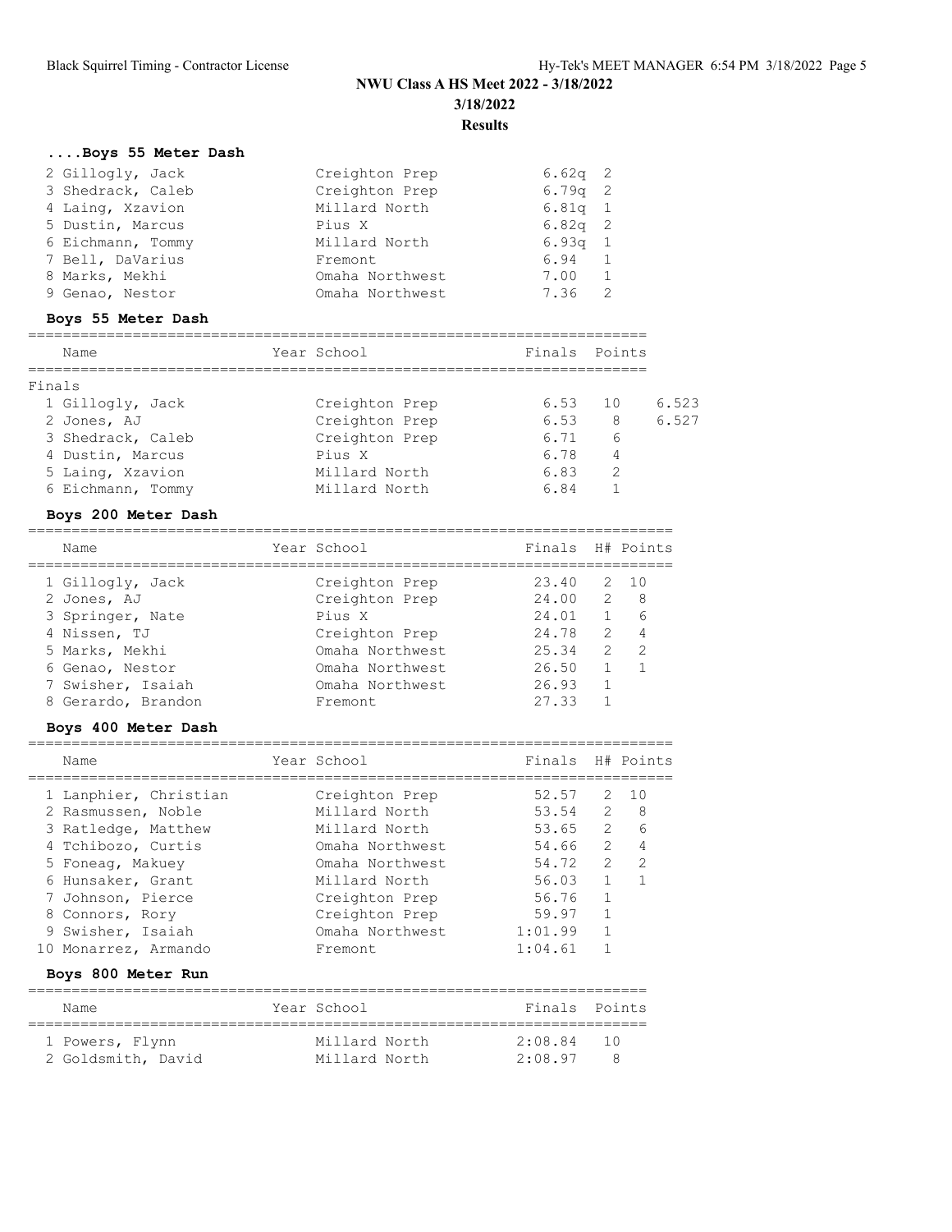# NWU Class A HS Meet 2022 - 3/18/2022

## 3/18/2022

## Results

### ....Boys 55 Meter Dash

| Place | Name | Year | School | Prelims | H# |
|---|---|---|---|---|---|
| 2 | Gillogly, Jack | | Creighton Prep | 6.62q | 2 |
| 3 | Shedrack, Caleb | | Creighton Prep | 6.79q | 2 |
| 4 | Laing, Xzavion | | Millard North | 6.81q | 1 |
| 5 | Dustin, Marcus | | Pius X | 6.82q | 2 |
| 6 | Eichmann, Tommy | | Millard North | 6.93q | 1 |
| 7 | Bell, DaVarius | | Fremont | 6.94 | 1 |
| 8 | Marks, Mekhi | | Omaha Northwest | 7.00 | 1 |
| 9 | Genao, Nestor | | Omaha Northwest | 7.36 | 2 |

### Boys 55 Meter Dash

Finals

| Place | Name | Year | School | Finals | Points | |
|---|---|---|---|---|---|---|
| 1 | Gillogly, Jack | | Creighton Prep | 6.53 | 10 | 6.523 |
| 2 | Jones, AJ | | Creighton Prep | 6.53 | 8 | 6.527 |
| 3 | Shedrack, Caleb | | Creighton Prep | 6.71 | 6 | |
| 4 | Dustin, Marcus | | Pius X | 6.78 | 4 | |
| 5 | Laing, Xzavion | | Millard North | 6.83 | 2 | |
| 6 | Eichmann, Tommy | | Millard North | 6.84 | 1 | |

### Boys 200 Meter Dash

| Place | Name | Year | School | Finals | H# | Points |
|---|---|---|---|---|---|---|
| 1 | Gillogly, Jack | | Creighton Prep | 23.40 | 2 | 10 |
| 2 | Jones, AJ | | Creighton Prep | 24.00 | 2 | 8 |
| 3 | Springer, Nate | | Pius X | 24.01 | 1 | 6 |
| 4 | Nissen, TJ | | Creighton Prep | 24.78 | 2 | 4 |
| 5 | Marks, Mekhi | | Omaha Northwest | 25.34 | 2 | 2 |
| 6 | Genao, Nestor | | Omaha Northwest | 26.50 | 1 | 1 |
| 7 | Swisher, Isaiah | | Omaha Northwest | 26.93 | 1 | |
| 8 | Gerardo, Brandon | | Fremont | 27.33 | 1 | |

### Boys 400 Meter Dash

| Place | Name | Year | School | Finals | H# | Points |
|---|---|---|---|---|---|---|
| 1 | Lanphier, Christian | | Creighton Prep | 52.57 | 2 | 10 |
| 2 | Rasmussen, Noble | | Millard North | 53.54 | 2 | 8 |
| 3 | Ratledge, Matthew | | Millard North | 53.65 | 2 | 6 |
| 4 | Tchibozo, Curtis | | Omaha Northwest | 54.66 | 2 | 4 |
| 5 | Foneag, Makuey | | Omaha Northwest | 54.72 | 2 | 2 |
| 6 | Hunsaker, Grant | | Millard North | 56.03 | 1 | 1 |
| 7 | Johnson, Pierce | | Creighton Prep | 56.76 | 1 | |
| 8 | Connors, Rory | | Creighton Prep | 59.97 | 1 | |
| 9 | Swisher, Isaiah | | Omaha Northwest | 1:01.99 | 1 | |
| 10 | Monarrez, Armando | | Fremont | 1:04.61 | 1 | |

### Boys 800 Meter Run

| Place | Name | Year | School | Finals | Points |
|---|---|---|---|---|---|
| 1 | Powers, Flynn | | Millard North | 2:08.84 | 10 |
| 2 | Goldsmith, David | | Millard North | 2:08.97 | 8 |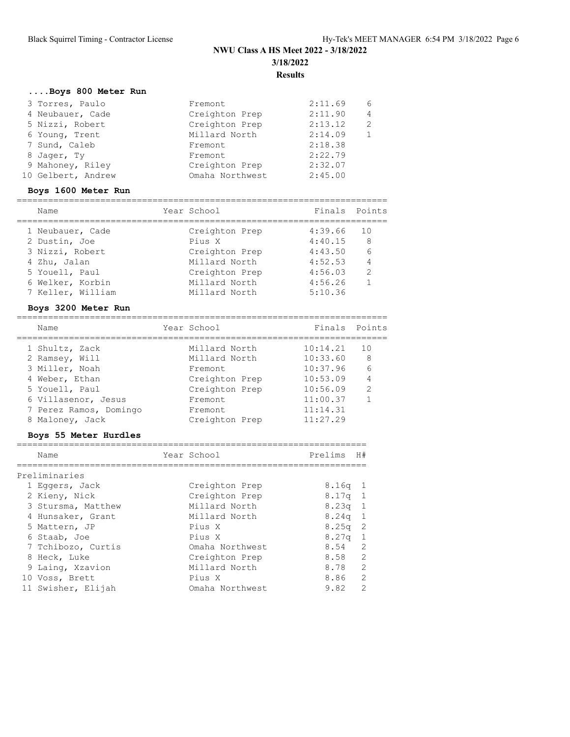## NWU Class A HS Meet 2022 - 3/18/2022

### 3/18/2022

### Results

#### ....Boys 800 Meter Run

| | Name | School | Finals | Points |
|---|---|---|---|---|
| 3 | Torres, Paulo | Fremont | 2:11.69 | 6 |
| 4 | Neubauer, Cade | Creighton Prep | 2:11.90 | 4 |
| 5 | Nizzi, Robert | Creighton Prep | 2:13.12 | 2 |
| 6 | Young, Trent | Millard North | 2:14.09 | 1 |
| 7 | Sund, Caleb | Fremont | 2:18.38 | |
| 8 | Jager, Ty | Fremont | 2:22.79 | |
| 9 | Mahoney, Riley | Creighton Prep | 2:32.07 | |
| 10 | Gelbert, Andrew | Omaha Northwest | 2:45.00 | |

#### Boys 1600 Meter Run

| | Name | Year | School | Finals | Points |
|---|---|---|---|---|---|
| 1 | Neubauer, Cade | | Creighton Prep | 4:39.66 | 10 |
| 2 | Dustin, Joe | | Pius X | 4:40.15 | 8 |
| 3 | Nizzi, Robert | | Creighton Prep | 4:43.50 | 6 |
| 4 | Zhu, Jalan | | Millard North | 4:52.53 | 4 |
| 5 | Youell, Paul | | Creighton Prep | 4:56.03 | 2 |
| 6 | Welker, Korbin | | Millard North | 4:56.26 | 1 |
| 7 | Keller, William | | Millard North | 5:10.36 | |

#### Boys 3200 Meter Run

| | Name | Year | School | Finals | Points |
|---|---|---|---|---|---|
| 1 | Shultz, Zack | | Millard North | 10:14.21 | 10 |
| 2 | Ramsey, Will | | Millard North | 10:33.60 | 8 |
| 3 | Miller, Noah | | Fremont | 10:37.96 | 6 |
| 4 | Weber, Ethan | | Creighton Prep | 10:53.09 | 4 |
| 5 | Youell, Paul | | Creighton Prep | 10:56.09 | 2 |
| 6 | Villasenor, Jesus | | Fremont | 11:00.37 | 1 |
| 7 | Perez Ramos, Domingo | | Fremont | 11:14.31 | |
| 8 | Maloney, Jack | | Creighton Prep | 11:27.29 | |

#### Boys 55 Meter Hurdles

Preliminaries

| | Name | Year | School | Prelims | H# |
|---|---|---|---|---|---|
| 1 | Eggers, Jack | | Creighton Prep | 8.16q | 1 |
| 2 | Kieny, Nick | | Creighton Prep | 8.17q | 1 |
| 3 | Stursma, Matthew | | Millard North | 8.23q | 1 |
| 4 | Hunsaker, Grant | | Millard North | 8.24q | 1 |
| 5 | Mattern, JP | | Pius X | 8.25q | 2 |
| 6 | Staab, Joe | | Pius X | 8.27q | 1 |
| 7 | Tchibozo, Curtis | | Omaha Northwest | 8.54 | 2 |
| 8 | Heck, Luke | | Creighton Prep | 8.58 | 2 |
| 9 | Laing, Xzavion | | Millard North | 8.78 | 2 |
| 10 | Voss, Brett | | Pius X | 8.86 | 2 |
| 11 | Swisher, Elijah | | Omaha Northwest | 9.82 | 2 |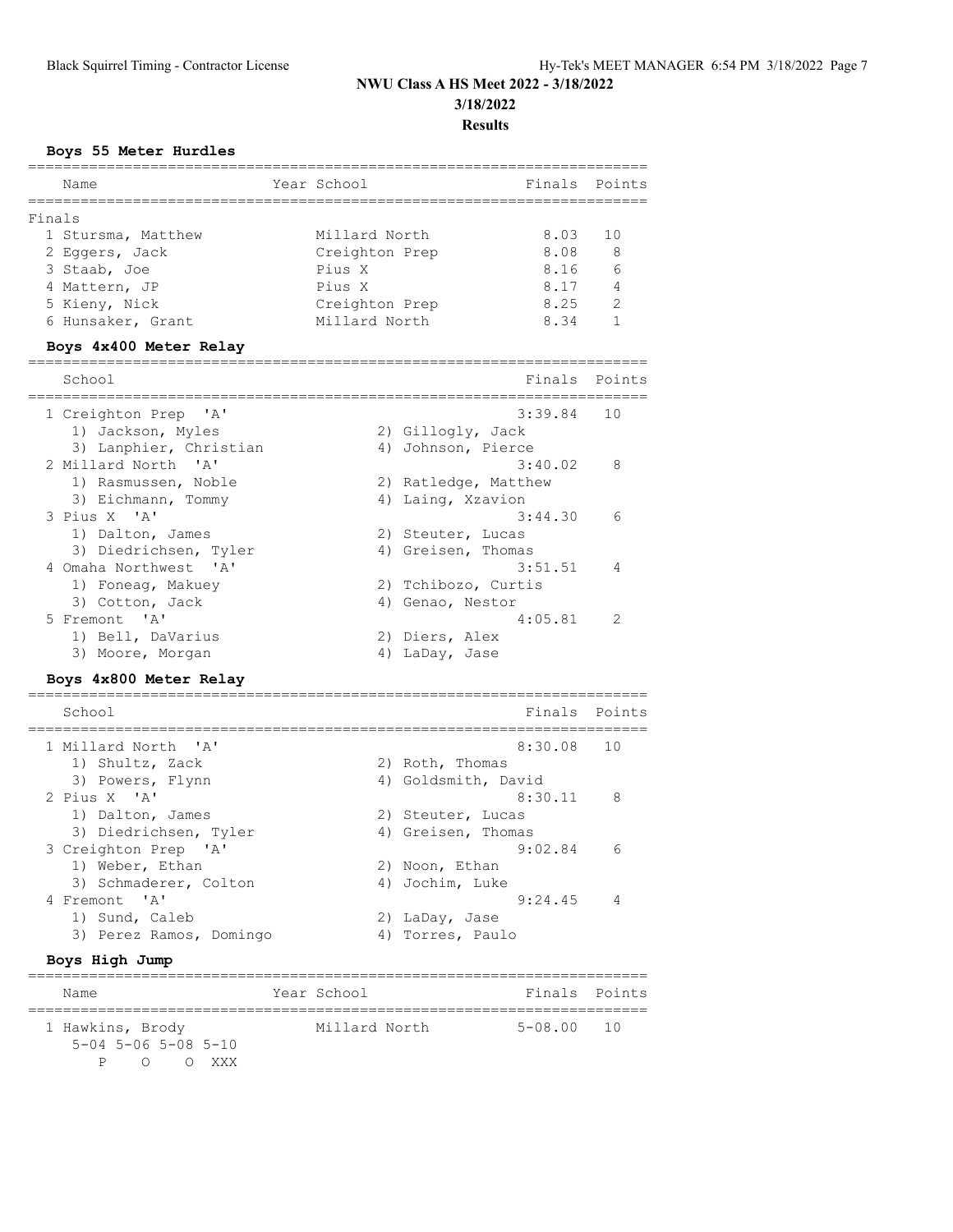# NWU Class A HS Meet 2022 - 3/18/2022

**3/18/2022**

**Results**

### Boys 55 Meter Hurdles

| Name | Year School | Finals | Points |
|---|---|---|---|
| **Finals** | | | |
| 1 Stursma, Matthew | Millard North | 8.03 | 10 |
| 2 Eggers, Jack | Creighton Prep | 8.08 | 8 |
| 3 Staab, Joe | Pius X | 8.16 | 6 |
| 4 Mattern, JP | Pius X | 8.17 | 4 |
| 5 Kieny, Nick | Creighton Prep | 8.25 | 2 |
| 6 Hunsaker, Grant | Millard North | 8.34 | 1 |

### Boys 4x400 Meter Relay

| School | Finals | Points |
|---|---|---|
| 1 Creighton Prep 'A' | 3:39.84 | 10 |
| 1) Jackson, Myles; 2) Gillogly, Jack; 3) Lanphier, Christian; 4) Johnson, Pierce | | |
| 2 Millard North 'A' | 3:40.02 | 8 |
| 1) Rasmussen, Noble; 2) Ratledge, Matthew; 3) Eichmann, Tommy; 4) Laing, Xzavion | | |
| 3 Pius X 'A' | 3:44.30 | 6 |
| 1) Dalton, James; 2) Steuter, Lucas; 3) Diedrichsen, Tyler; 4) Greisen, Thomas | | |
| 4 Omaha Northwest 'A' | 3:51.51 | 4 |
| 1) Foneag, Makuey; 2) Tchibozo, Curtis; 3) Cotton, Jack; 4) Genao, Nestor | | |
| 5 Fremont 'A' | 4:05.81 | 2 |
| 1) Bell, DaVarius; 2) Diers, Alex; 3) Moore, Morgan; 4) LaDay, Jase | | |

### Boys 4x800 Meter Relay

| School | Finals | Points |
|---|---|---|
| 1 Millard North 'A' | 8:30.08 | 10 |
| 1) Shultz, Zack; 2) Roth, Thomas; 3) Powers, Flynn; 4) Goldsmith, David | | |
| 2 Pius X 'A' | 8:30.11 | 8 |
| 1) Dalton, James; 2) Steuter, Lucas; 3) Diedrichsen, Tyler; 4) Greisen, Thomas | | |
| 3 Creighton Prep 'A' | 9:02.84 | 6 |
| 1) Weber, Ethan; 2) Noon, Ethan; 3) Schmaderer, Colton; 4) Jochim, Luke | | |
| 4 Fremont 'A' | 9:24.45 | 4 |
| 1) Sund, Caleb; 2) LaDay, Jase; 3) Perez Ramos, Domingo; 4) Torres, Paulo | | |

### Boys High Jump

| Name | Year School | Finals | Points |
|---|---|---|---|
| 1 Hawkins, Brody | Millard North | 5-08.00 | 10 |
| 5-04 5-06 5-08 5-10 | | | |
| P O O XXX | | | |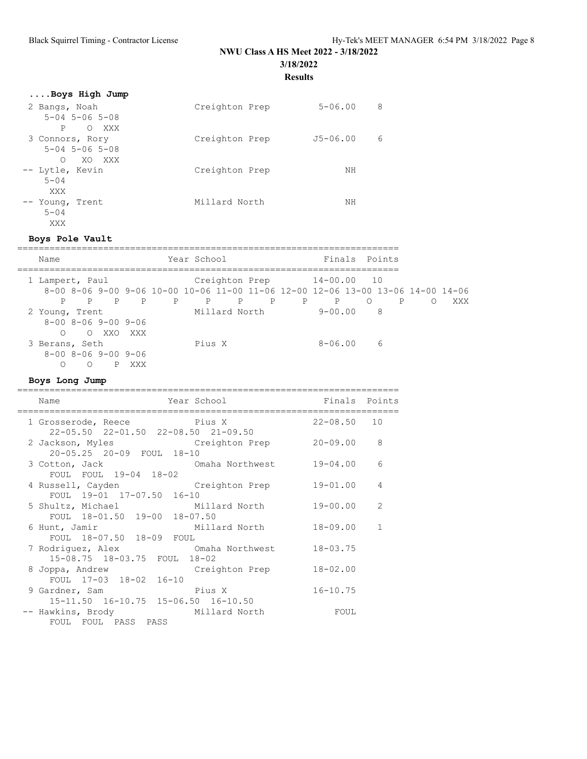# NWU Class A HS Meet 2022 - 3/18/2022

3/18/2022

**Results**

### ....Boys High Jump

| Name | School | Finals | Points |
|---|---|---|---|
| 2 Bangs, Noah | Creighton Prep | 5-06.00 | 8 |
| 5-04 5-06 5-08 / P O XXX | | | |
| 3 Connors, Rory | Creighton Prep | J5-06.00 | 6 |
| 5-04 5-06 5-08 / O XO XXX | | | |
| -- Lytle, Kevin | Creighton Prep | NH | |
| 5-04 / XXX | | | |
| -- Young, Trent | Millard North | NH | |
| 5-04 / XXX | | | |

### Boys Pole Vault

| Name | Year School | Finals | Points |
|---|---|---|---|
| 1 Lampert, Paul | Creighton Prep | 14-00.00 | 10 |
| 8-00 8-06 9-00 9-06 10-00 10-06 11-00 11-06 12-00 12-06 13-00 13-06 14-00 14-06 / P P P P P P P P P P O P O XXX | | | |
| 2 Young, Trent | Millard North | 9-00.00 | 8 |
| 8-00 8-06 9-00 9-06 / O O XXO XXX | | | |
| 3 Berans, Seth | Pius X | 8-06.00 | 6 |
| 8-00 8-06 9-00 9-06 / O O P XXX | | | |

### Boys Long Jump

| Name | Year School | Finals | Points |
|---|---|---|---|
| 1 Grosserode, Reece | Pius X | 22-08.50 | 10 |
| 22-05.50 22-01.50 22-08.50 21-09.50 | | | |
| 2 Jackson, Myles | Creighton Prep | 20-09.00 | 8 |
| 20-05.25 20-09 FOUL 18-10 | | | |
| 3 Cotton, Jack | Omaha Northwest | 19-04.00 | 6 |
| FOUL FOUL 19-04 18-02 | | | |
| 4 Russell, Cayden | Creighton Prep | 19-01.00 | 4 |
| FOUL 19-01 17-07.50 16-10 | | | |
| 5 Shultz, Michael | Millard North | 19-00.00 | 2 |
| FOUL 18-01.50 19-00 18-07.50 | | | |
| 6 Hunt, Jamir | Millard North | 18-09.00 | 1 |
| FOUL 18-07.50 18-09 FOUL | | | |
| 7 Rodriguez, Alex | Omaha Northwest | 18-03.75 | |
| 15-08.75 18-03.75 FOUL 18-02 | | | |
| 8 Joppa, Andrew | Creighton Prep | 18-02.00 | |
| FOUL 17-03 18-02 16-10 | | | |
| 9 Gardner, Sam | Pius X | 16-10.75 | |
| 15-11.50 16-10.75 15-06.50 16-10.50 | | | |
| -- Hawkins, Brody | Millard North | FOUL | |
| FOUL FOUL PASS PASS | | | |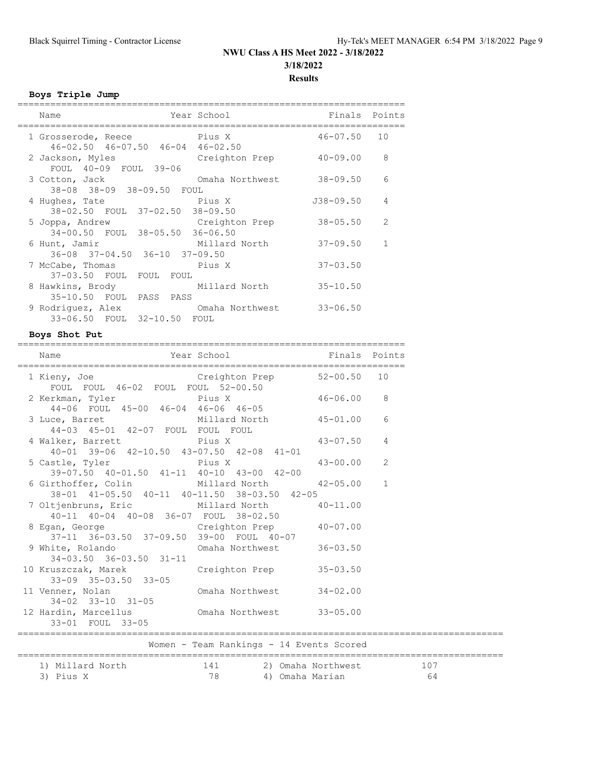NWU Class A HS Meet 2022 - 3/18/2022

3/18/2022

**Results**

### Boys Triple Jump

| Name | Year | School | Finals | Points |
|---|---|---|---|---|
| 1 Grosserode, Reece | | Pius X | 46-07.50 | 10 |
| 46-02.50 46-07.50 46-04 46-02.50 | | | | |
| 2 Jackson, Myles | | Creighton Prep | 40-09.00 | 8 |
| FOUL 40-09 FOUL 39-06 | | | | |
| 3 Cotton, Jack | | Omaha Northwest | 38-09.50 | 6 |
| 38-08 38-09 38-09.50 FOUL | | | | |
| 4 Hughes, Tate | | Pius X | J38-09.50 | 4 |
| 38-02.50 FOUL 37-02.50 38-09.50 | | | | |
| 5 Joppa, Andrew | | Creighton Prep | 38-05.50 | 2 |
| 34-00.50 FOUL 38-05.50 36-06.50 | | | | |
| 6 Hunt, Jamir | | Millard North | 37-09.50 | 1 |
| 36-08 37-04.50 36-10 37-09.50 | | | | |
| 7 McCabe, Thomas | | Pius X | 37-03.50 | |
| 37-03.50 FOUL FOUL FOUL | | | | |
| 8 Hawkins, Brody | | Millard North | 35-10.50 | |
| 35-10.50 FOUL PASS PASS | | | | |
| 9 Rodriguez, Alex | | Omaha Northwest | 33-06.50 | |
| 33-06.50 FOUL 32-10.50 FOUL | | | | |

### Boys Shot Put

| Name | Year | School | Finals | Points |
|---|---|---|---|---|
| 1 Kieny, Joe | | Creighton Prep | 52-00.50 | 10 |
| FOUL FOUL 46-02 FOUL FOUL 52-00.50 | | | | |
| 2 Kerkman, Tyler | | Pius X | 46-06.00 | 8 |
| 44-06 FOUL 45-00 46-04 46-06 46-05 | | | | |
| 3 Luce, Barret | | Millard North | 45-01.00 | 6 |
| 44-03 45-01 42-07 FOUL FOUL FOUL | | | | |
| 4 Walker, Barrett | | Pius X | 43-07.50 | 4 |
| 40-01 39-06 42-10.50 43-07.50 42-08 41-01 | | | | |
| 5 Castle, Tyler | | Pius X | 43-00.00 | 2 |
| 39-07.50 40-01.50 41-11 40-10 43-00 42-00 | | | | |
| 6 Girthoffer, Colin | | Millard North | 42-05.00 | 1 |
| 38-01 41-05.50 40-11 40-11.50 38-03.50 42-05 | | | | |
| 7 Oltjenbruns, Eric | | Millard North | 40-11.00 | |
| 40-11 40-04 40-08 36-07 FOUL 38-02.50 | | | | |
| 8 Egan, George | | Creighton Prep | 40-07.00 | |
| 37-11 36-03.50 37-09.50 39-00 FOUL 40-07 | | | | |
| 9 White, Rolando | | Omaha Northwest | 36-03.50 | |
| 34-03.50 36-03.50 31-11 | | | | |
| 10 Kruszczak, Marek | | Creighton Prep | 35-03.50 | |
| 33-09 35-03.50 33-05 | | | | |
| 11 Venner, Nolan | | Omaha Northwest | 34-02.00 | |
| 34-02 33-10 31-05 | | | | |
| 12 Hardin, Marcellus | | Omaha Northwest | 33-05.00 | |
| 33-01 FOUL 33-05 | | | | |

### Women - Team Rankings - 14 Events Scored

| Team | Points | Team | Points |
|---|---|---|---|
| 1) Millard North | 141 | 2) Omaha Northwest | 107 |
| 3) Pius X | 78 | 4) Omaha Marian | 64 |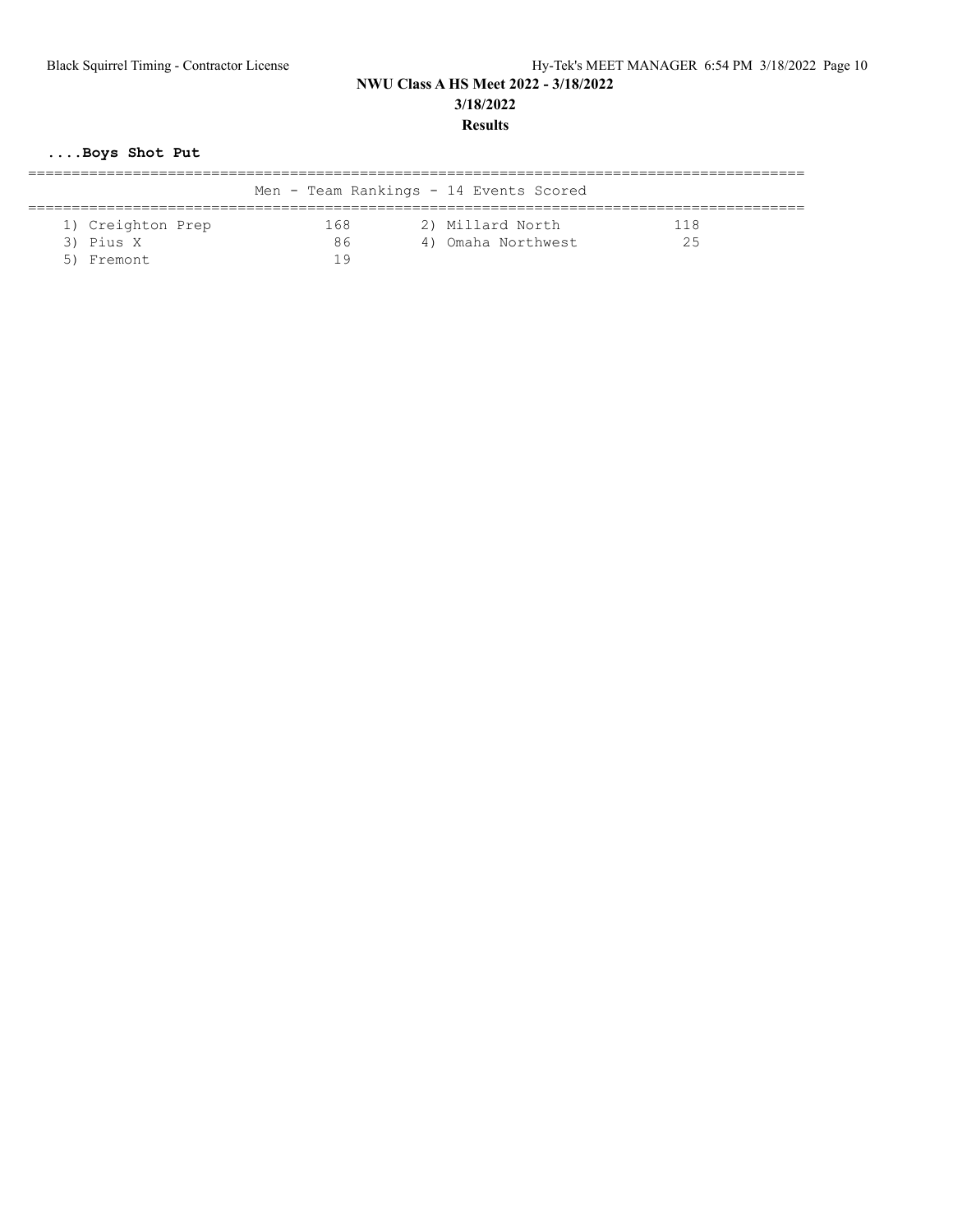**....Boys Shot Put**

Men - Team Rankings - 14 Events Scored

| | | | |
|---|---|---|---|
| 1) Creighton Prep | 168 | 2) Millard North | 118 |
| 3) Pius X | 86 | 4) Omaha Northwest | 25 |
| 5) Fremont | 19 | | |